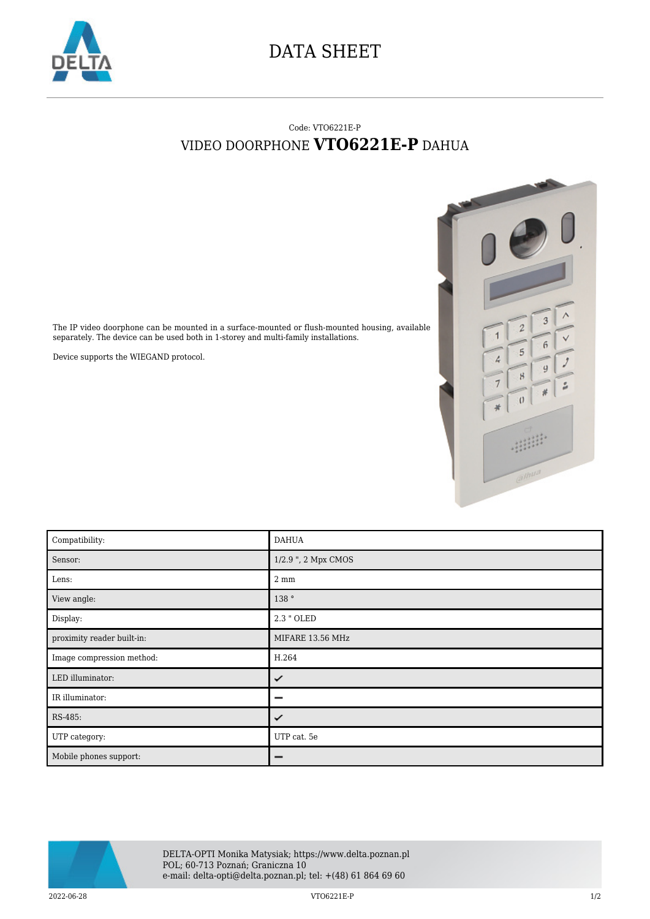# DATA SHEET

Code: VTO6221E-P

## VIDEO DOORPHONE **VTO6221E-P** DAHUA

The IP video doorphone can be mounted in a surface-mounted or flush-mounted housing, available separately. The device can be used both in 1-storey and multi-family installations.

Device supports the WIEGAND protocol.

| | |
|---|---|
| Compatibility: | DAHUA |
| Sensor: | 1/2.9 ", 2 Mpx CMOS |
| Lens: | 2 mm |
| View angle: | 138 ° |
| Display: | 2.3 " OLED |
| proximity reader built-in: | MIFARE 13.56 MHz |
| Image compression method: | H.264 |
| LED illuminator: | ✔ |
| IR illuminator: | – |
| RS-485: | ✔ |
| UTP category: | UTP cat. 5e |
| Mobile phones support: | – |

DELTA-OPTI Monika Matysiak; https://www.delta.poznan.pl
POL; 60-713 Poznań; Graniczna 10
e-mail: delta-opti@delta.poznan.pl; tel: +(48) 61 864 69 60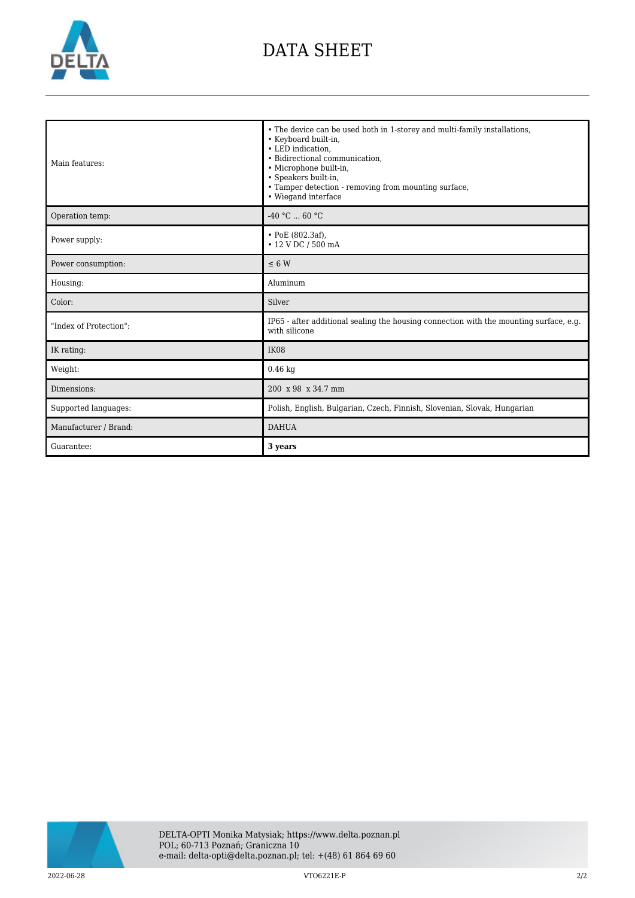# DATA SHEET

| | |
|---|---|
| Main features: | • The device can be used both in 1-storey and multi-family installations,<br>• Keyboard built-in,<br>• LED indication,<br>• Bidirectional communication,<br>• Microphone built-in,<br>• Speakers built-in,<br>• Tamper detection - removing from mounting surface,<br>• Wiegand interface |
| Operation temp: | -40 °C ... 60 °C |
| Power supply: | • PoE (802.3af),<br>• 12 V DC / 500 mA |
| Power consumption: | ≤ 6 W |
| Housing: | Aluminum |
| Color: | Silver |
| "Index of Protection": | IP65 - after additional sealing the housing connection with the mounting surface, e.g. with silicone |
| IK rating: | IK08 |
| Weight: | 0.46 kg |
| Dimensions: | 200 x 98 x 34.7 mm |
| Supported languages: | Polish, English, Bulgarian, Czech, Finnish, Slovenian, Slovak, Hungarian |
| Manufacturer / Brand: | DAHUA |
| Guarantee: | **3 years** |

DELTA-OPTI Monika Matysiak; https://www.delta.poznan.pl
POL; 60-713 Poznań; Graniczna 10
e-mail: delta-opti@delta.poznan.pl; tel: +(48) 61 864 69 60

2022-06-28 VTO6221E-P